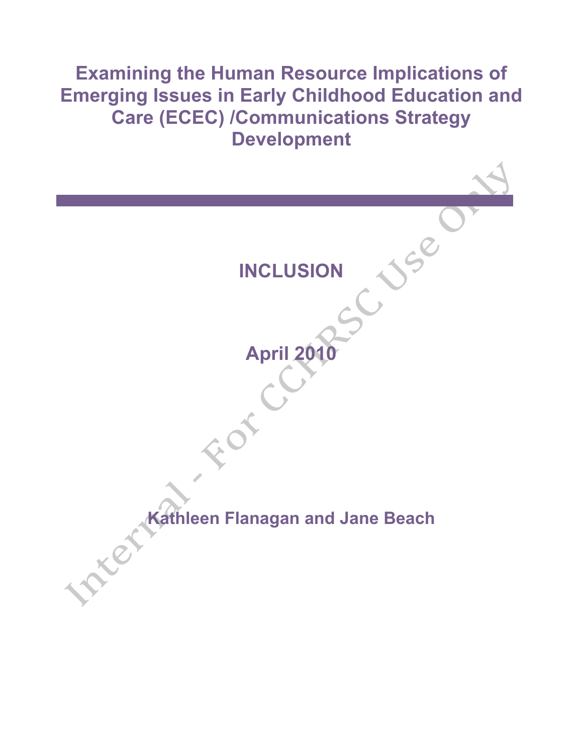# Examining the Human Resource Implications of Emerging Issues in Early Childhood Education and Care (ECEC) /Communications Strategy Development

## INCLUSION

**April 2010**

**Kathleen Flanagan and Jane Beach**

Internal - For CCHRSC Use Only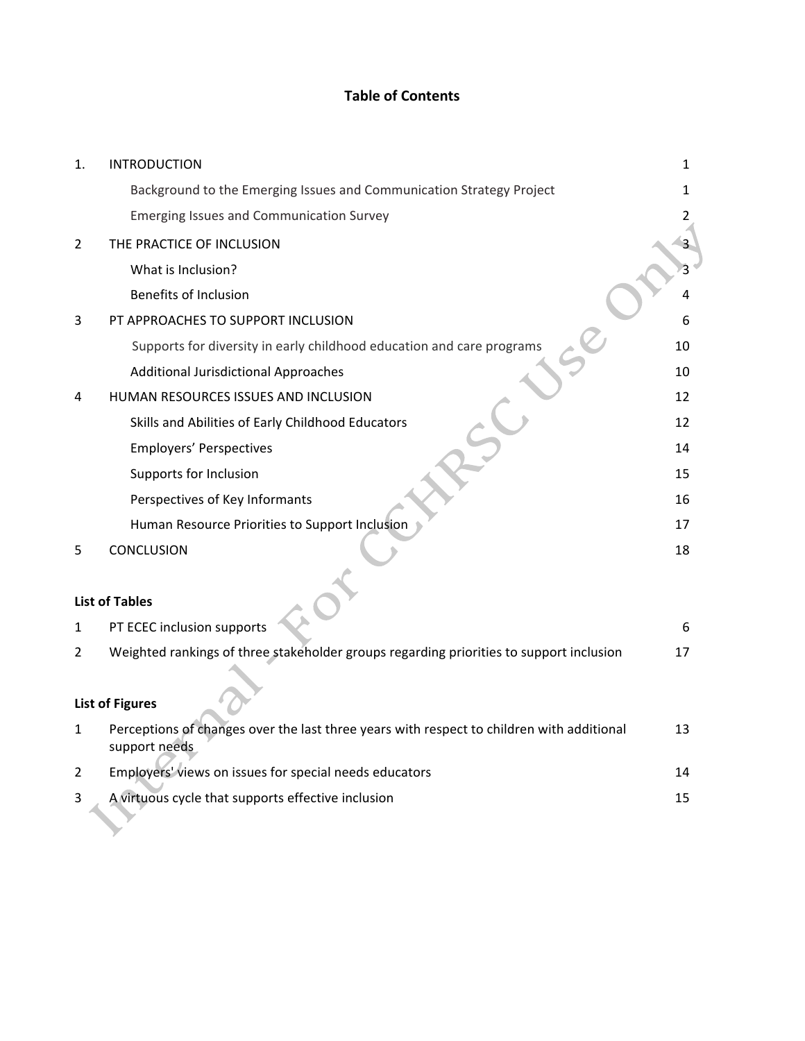# Table of Contents

| | | |
|---|---|---|
| 1. | INTRODUCTION | 1 |
| | Background to the Emerging Issues and Communication Strategy Project | 1 |
| | Emerging Issues and Communication Survey | 2 |
| 2 | THE PRACTICE OF INCLUSION | 3 |
| | What is Inclusion? | 3 |
| | Benefits of Inclusion | 4 |
| 3 | PT APPROACHES TO SUPPORT INCLUSION | 6 |
| | Supports for diversity in early childhood education and care programs | 10 |
| | Additional Jurisdictional Approaches | 10 |
| 4 | HUMAN RESOURCES ISSUES AND INCLUSION | 12 |
| | Skills and Abilities of Early Childhood Educators | 12 |
| | Employers' Perspectives | 14 |
| | Supports for Inclusion | 15 |
| | Perspectives of Key Informants | 16 |
| | Human Resource Priorities to Support Inclusion | 17 |
| 5 | CONCLUSION | 18 |

**List of Tables**

| | | |
|---|---|---|
| 1 | PT ECEC inclusion supports | 6 |
| 2 | Weighted rankings of three stakeholder groups regarding priorities to support inclusion | 17 |

**List of Figures**

| | | |
|---|---|---|
| 1 | Perceptions of changes over the last three years with respect to children with additional support needs | 13 |
| 2 | Employers' views on issues for special needs educators | 14 |
| 3 | A virtuous cycle that supports effective inclusion | 15 |

Internal - For CCHRSC Use Only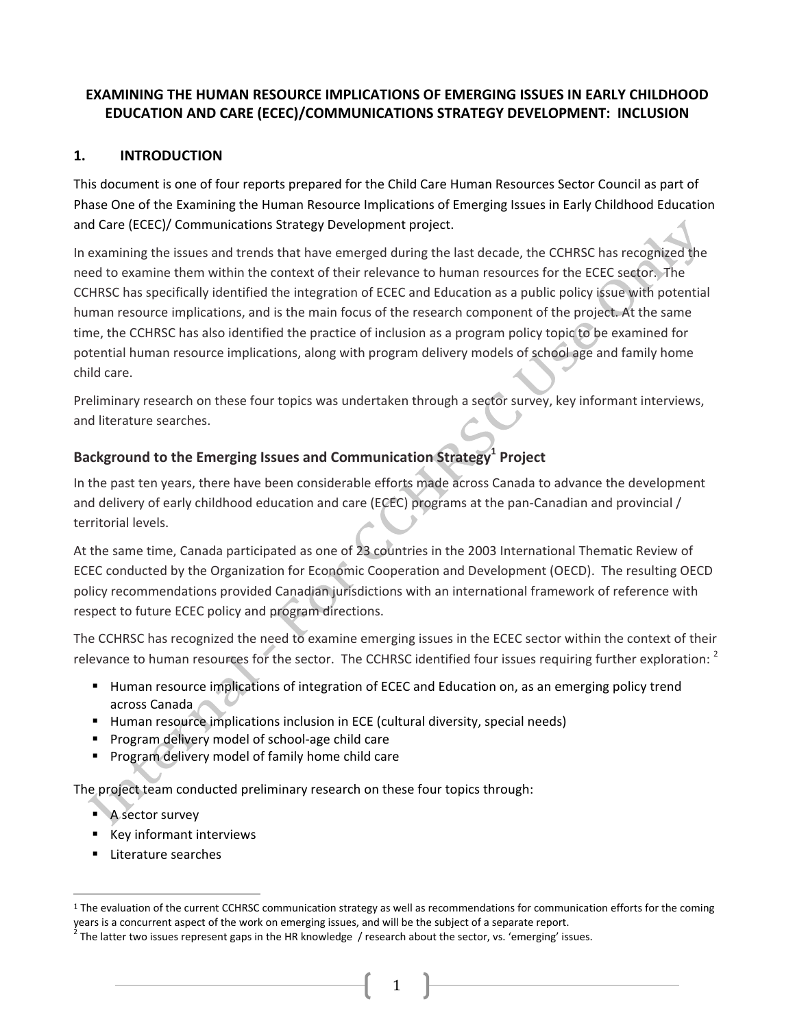**EXAMINING THE HUMAN RESOURCE IMPLICATIONS OF EMERGING ISSUES IN EARLY CHILDHOOD EDUCATION AND CARE (ECEC)/COMMUNICATIONS STRATEGY DEVELOPMENT: INCLUSION**

## 1. INTRODUCTION

This document is one of four reports prepared for the Child Care Human Resources Sector Council as part of Phase One of the Examining the Human Resource Implications of Emerging Issues in Early Childhood Education and Care (ECEC)/ Communications Strategy Development project.

In examining the issues and trends that have emerged during the last decade, the CCHRSC has recognized the need to examine them within the context of their relevance to human resources for the ECEC sector. The CCHRSC has specifically identified the integration of ECEC and Education as a public policy issue with potential human resource implications, and is the main focus of the research component of the project. At the same time, the CCHRSC has also identified the practice of inclusion as a program policy topic to be examined for potential human resource implications, along with program delivery models of school age and family home child care.

Preliminary research on these four topics was undertaken through a sector survey, key informant interviews, and literature searches.

### Background to the Emerging Issues and Communication Strategy[1] Project

In the past ten years, there have been considerable efforts made across Canada to advance the development and delivery of early childhood education and care (ECEC) programs at the pan-Canadian and provincial / territorial levels.

At the same time, Canada participated as one of 23 countries in the 2003 International Thematic Review of ECEC conducted by the Organization for Economic Cooperation and Development (OECD). The resulting OECD policy recommendations provided Canadian jurisdictions with an international framework of reference with respect to future ECEC policy and program directions.

The CCHRSC has recognized the need to examine emerging issues in the ECEC sector within the context of their relevance to human resources for the sector. The CCHRSC identified four issues requiring further exploration: [2]

- Human resource implications of integration of ECEC and Education on, as an emerging policy trend across Canada
- Human resource implications inclusion in ECE (cultural diversity, special needs)
- Program delivery model of school-age child care
- Program delivery model of family home child care

The project team conducted preliminary research on these four topics through:

- A sector survey
- Key informant interviews
- Literature searches

[1] The evaluation of the current CCHRSC communication strategy as well as recommendations for communication efforts for the coming years is a concurrent aspect of the work on emerging issues, and will be the subject of a separate report.

[2] The latter two issues represent gaps in the HR knowledge / research about the sector, vs. 'emerging' issues.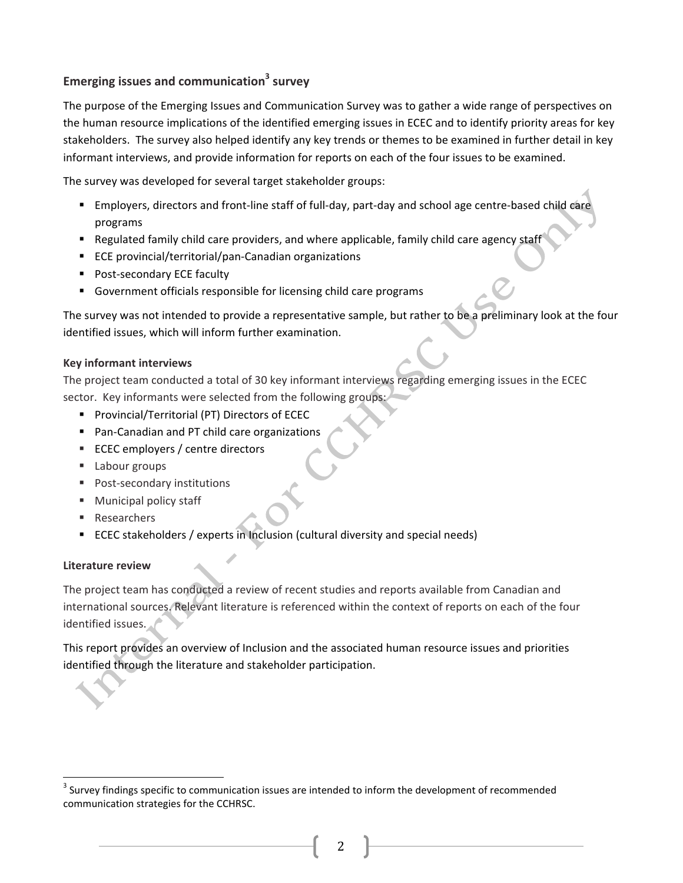### Emerging issues and communication[3] survey

The purpose of the Emerging Issues and Communication Survey was to gather a wide range of perspectives on the human resource implications of the identified emerging issues in ECEC and to identify priority areas for key stakeholders. The survey also helped identify any key trends or themes to be examined in further detail in key informant interviews, and provide information for reports on each of the four issues to be examined.

The survey was developed for several target stakeholder groups:

- Employers, directors and front-line staff of full-day, part-day and school age centre-based child care programs
- Regulated family child care providers, and where applicable, family child care agency staff
- ECE provincial/territorial/pan-Canadian organizations
- Post-secondary ECE faculty
- Government officials responsible for licensing child care programs

The survey was not intended to provide a representative sample, but rather to be a preliminary look at the four identified issues, which will inform further examination.

#### Key informant interviews

The project team conducted a total of 30 key informant interviews regarding emerging issues in the ECEC sector. Key informants were selected from the following groups:

- Provincial/Territorial (PT) Directors of ECEC
- Pan-Canadian and PT child care organizations
- ECEC employers / centre directors
- Labour groups
- Post-secondary institutions
- Municipal policy staff
- Researchers
- ECEC stakeholders / experts in Inclusion (cultural diversity and special needs)

#### Literature review

The project team has conducted a review of recent studies and reports available from Canadian and international sources. Relevant literature is referenced within the context of reports on each of the four identified issues.

This report provides an overview of Inclusion and the associated human resource issues and priorities identified through the literature and stakeholder participation.

[3] Survey findings specific to communication issues are intended to inform the development of recommended communication strategies for the CCHRSC.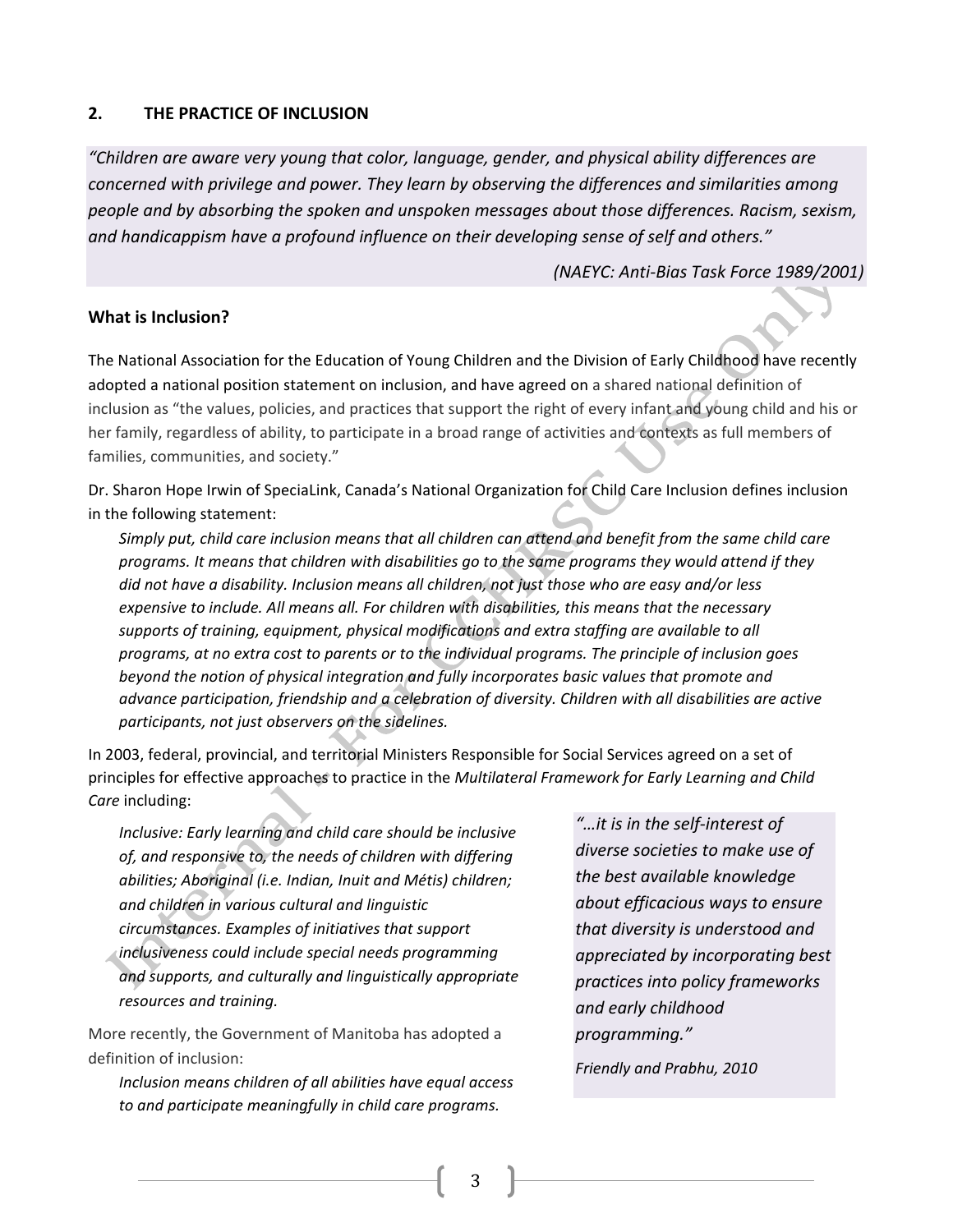## 2. THE PRACTICE OF INCLUSION

> *"Children are aware very young that color, language, gender, and physical ability differences are concerned with privilege and power. They learn by observing the differences and similarities among people and by absorbing the spoken and unspoken messages about those differences. Racism, sexism, and handicappism have a profound influence on their developing sense of self and others."*
>
> *(NAEYC: Anti-Bias Task Force 1989/2001)*

### What is Inclusion?

The National Association for the Education of Young Children and the Division of Early Childhood have recently adopted a national position statement on inclusion, and have agreed on a shared national definition of inclusion as "the values, policies, and practices that support the right of every infant and young child and his or her family, regardless of ability, to participate in a broad range of activities and contexts as full members of families, communities, and society."

Dr. Sharon Hope Irwin of SpeciaLink, Canada's National Organization for Child Care Inclusion defines inclusion in the following statement:

> *Simply put, child care inclusion means that all children can attend and benefit from the same child care programs. It means that children with disabilities go to the same programs they would attend if they did not have a disability. Inclusion means all children, not just those who are easy and/or less expensive to include. All means all. For children with disabilities, this means that the necessary supports of training, equipment, physical modifications and extra staffing are available to all programs, at no extra cost to parents or to the individual programs. The principle of inclusion goes beyond the notion of physical integration and fully incorporates basic values that promote and advance participation, friendship and a celebration of diversity. Children with all disabilities are active participants, not just observers on the sidelines.*

In 2003, federal, provincial, and territorial Ministers Responsible for Social Services agreed on a set of principles for effective approaches to practice in the *Multilateral Framework for Early Learning and Child Care* including:

> *Inclusive: Early learning and child care should be inclusive of, and responsive to, the needs of children with differing abilities; Aboriginal (i.e. Indian, Inuit and Métis) children; and children in various cultural and linguistic circumstances. Examples of initiatives that support inclusiveness could include special needs programming and supports, and culturally and linguistically appropriate resources and training.*

More recently, the Government of Manitoba has adopted a definition of inclusion:

> *Inclusion means children of all abilities have equal access to and participate meaningfully in child care programs.*

> *"…it is in the self-interest of diverse societies to make use of the best available knowledge about efficacious ways to ensure that diversity is understood and appreciated by incorporating best practices into policy frameworks and early childhood programming."*
>
> *Friendly and Prabhu, 2010*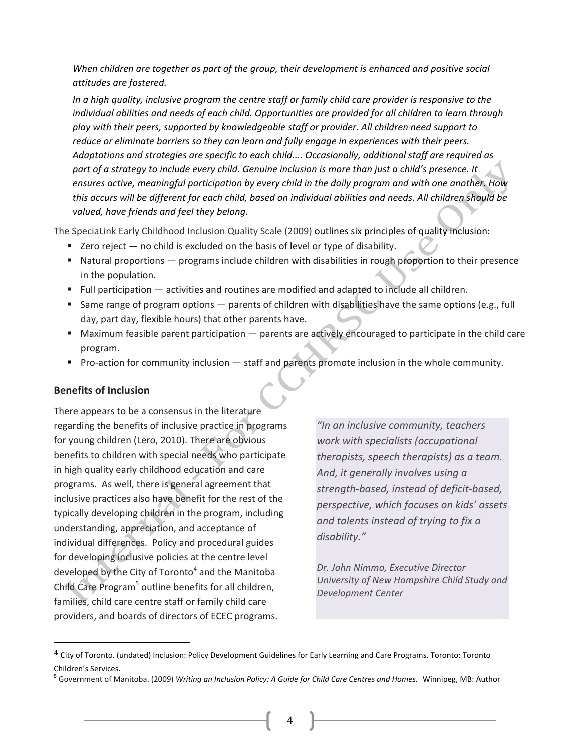*When children are together as part of the group, their development is enhanced and positive social attitudes are fostered.*

*In a high quality, inclusive program the centre staff or family child care provider is responsive to the individual abilities and needs of each child. Opportunities are provided for all children to learn through play with their peers, supported by knowledgeable staff or provider. All children need support to reduce or eliminate barriers so they can learn and fully engage in experiences with their peers. Adaptations and strategies are specific to each child.... Occasionally, additional staff are required as part of a strategy to include every child. Genuine inclusion is more than just a child's presence. It ensures active, meaningful participation by every child in the daily program and with one another. How this occurs will be different for each child, based on individual abilities and needs. All children should be valued, have friends and feel they belong.*

The SpeciaLink Early Childhood Inclusion Quality Scale (2009) outlines six principles of quality inclusion:

- Zero reject — no child is excluded on the basis of level or type of disability.
- Natural proportions — programs include children with disabilities in rough proportion to their presence in the population.
- Full participation — activities and routines are modified and adapted to include all children.
- Same range of program options — parents of children with disabilities have the same options (e.g., full day, part day, flexible hours) that other parents have.
- Maximum feasible parent participation — parents are actively encouraged to participate in the child care program.
- Pro-action for community inclusion — staff and parents promote inclusion in the whole community.

## Benefits of Inclusion

There appears to be a consensus in the literature regarding the benefits of inclusive practice in programs for young children (Lero, 2010). There are obvious benefits to children with special needs who participate in high quality early childhood education and care programs. As well, there is general agreement that inclusive practices also have benefit for the rest of the typically developing children in the program, including understanding, appreciation, and acceptance of individual differences. Policy and procedural guides for developing inclusive policies at the centre level developed by the City of Toronto[4] and the Manitoba Child Care Program[5] outline benefits for all children, families, child care centre staff or family child care providers, and boards of directors of ECEC programs.

*"In an inclusive community, teachers work with specialists (occupational therapists, speech therapists) as a team. And, it generally involves using a strength-based, instead of deficit-based, perspective, which focuses on kids' assets and talents instead of trying to fix a disability."*

*Dr. John Nimmo, Executive Director University of New Hampshire Child Study and Development Center*

---

[4] City of Toronto. (undated) Inclusion: Policy Development Guidelines for Early Learning and Care Programs. Toronto: Toronto Children's Services.

[5] Government of Manitoba. (2009) *Writing an Inclusion Policy: A Guide for Child Care Centres and Homes.* Winnipeg, MB: Author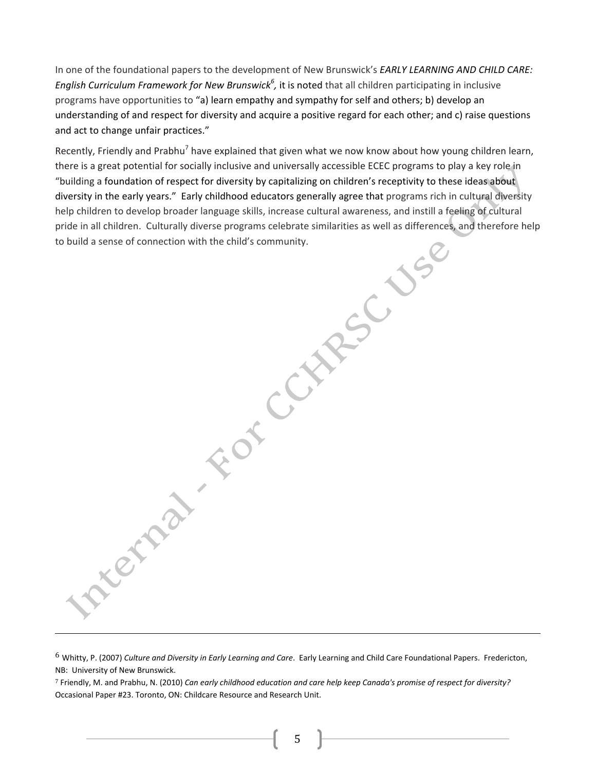In one of the foundational papers to the development of New Brunswick's *EARLY LEARNING AND CHILD CARE: English Curriculum Framework for New Brunswick*[6], it is noted that all children participating in inclusive programs have opportunities to "a) learn empathy and sympathy for self and others; b) develop an understanding of and respect for diversity and acquire a positive regard for each other; and c) raise questions and act to change unfair practices."

Recently, Friendly and Prabhu[7] have explained that given what we now know about how young children learn, there is a great potential for socially inclusive and universally accessible ECEC programs to play a key role in "building a foundation of respect for diversity by capitalizing on children's receptivity to these ideas about diversity in the early years." Early childhood educators generally agree that programs rich in cultural diversity help children to develop broader language skills, increase cultural awareness, and instill a feeling of cultural pride in all children. Culturally diverse programs celebrate similarities as well as differences, and therefore help to build a sense of connection with the child's community.

---

[6] Whitty, P. (2007) *Culture and Diversity in Early Learning and Care*. Early Learning and Child Care Foundational Papers. Fredericton, NB: University of New Brunswick.

[7] Friendly, M. and Prabhu, N. (2010) *Can early childhood education and care help keep Canada's promise of respect for diversity?* Occasional Paper #23. Toronto, ON: Childcare Resource and Research Unit.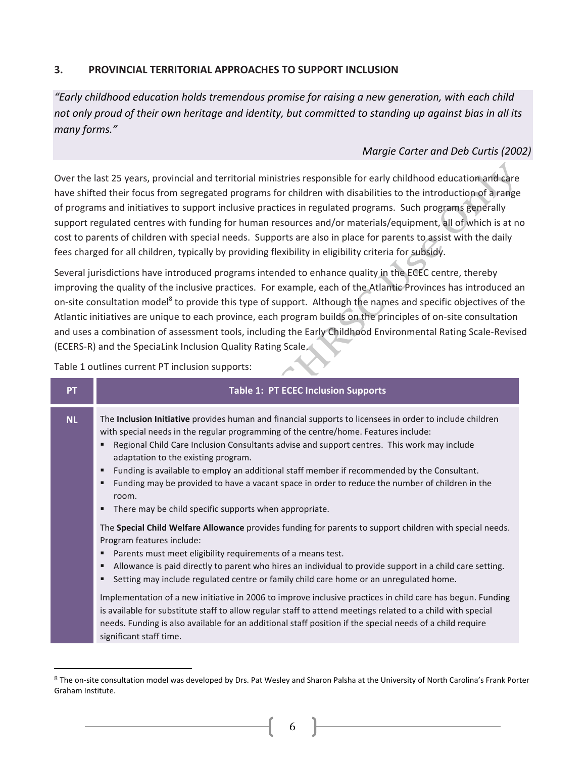## 3. PROVINCIAL TERRITORIAL APPROACHES TO SUPPORT INCLUSION

*"Early childhood education holds tremendous promise for raising a new generation, with each child not only proud of their own heritage and identity, but committed to standing up against bias in all its many forms."*

*Margie Carter and Deb Curtis (2002)*

Over the last 25 years, provincial and territorial ministries responsible for early childhood education and care have shifted their focus from segregated programs for children with disabilities to the introduction of a range of programs and initiatives to support inclusive practices in regulated programs. Such programs generally support regulated centres with funding for human resources and/or materials/equipment, all of which is at no cost to parents of children with special needs. Supports are also in place for parents to assist with the daily fees charged for all children, typically by providing flexibility in eligibility criteria for subsidy.

Several jurisdictions have introduced programs intended to enhance quality in the ECEC centre, thereby improving the quality of the inclusive practices. For example, each of the Atlantic Provinces has introduced an on-site consultation model[8] to provide this type of support. Although the names and specific objectives of the Atlantic initiatives are unique to each province, each program builds on the principles of on-site consultation and uses a combination of assessment tools, including the Early Childhood Environmental Rating Scale-Revised (ECERS-R) and the SpeciaLink Inclusion Quality Rating Scale.

Table 1 outlines current PT inclusion supports:

| PT | Table 1: PT ECEC Inclusion Supports |
|---|---|
| NL | The **Inclusion Initiative** provides human and financial supports to licensees in order to include children with special needs in the regular programming of the centre/home. Features include:<br>▪ Regional Child Care Inclusion Consultants advise and support centres. This work may include adaptation to the existing program.<br>▪ Funding is available to employ an additional staff member if recommended by the Consultant.<br>▪ Funding may be provided to have a vacant space in order to reduce the number of children in the room.<br>▪ There may be child specific supports when appropriate.<br><br>The **Special Child Welfare Allowance** provides funding for parents to support children with special needs. Program features include:<br>▪ Parents must meet eligibility requirements of a means test.<br>▪ Allowance is paid directly to parent who hires an individual to provide support in a child care setting.<br>▪ Setting may include regulated centre or family child care home or an unregulated home.<br><br>Implementation of a new initiative in 2006 to improve inclusive practices in child care has begun. Funding is available for substitute staff to allow regular staff to attend meetings related to a child with special needs. Funding is also available for an additional staff position if the special needs of a child require significant staff time. |

[8] The on-site consultation model was developed by Drs. Pat Wesley and Sharon Palsha at the University of North Carolina's Frank Porter Graham Institute.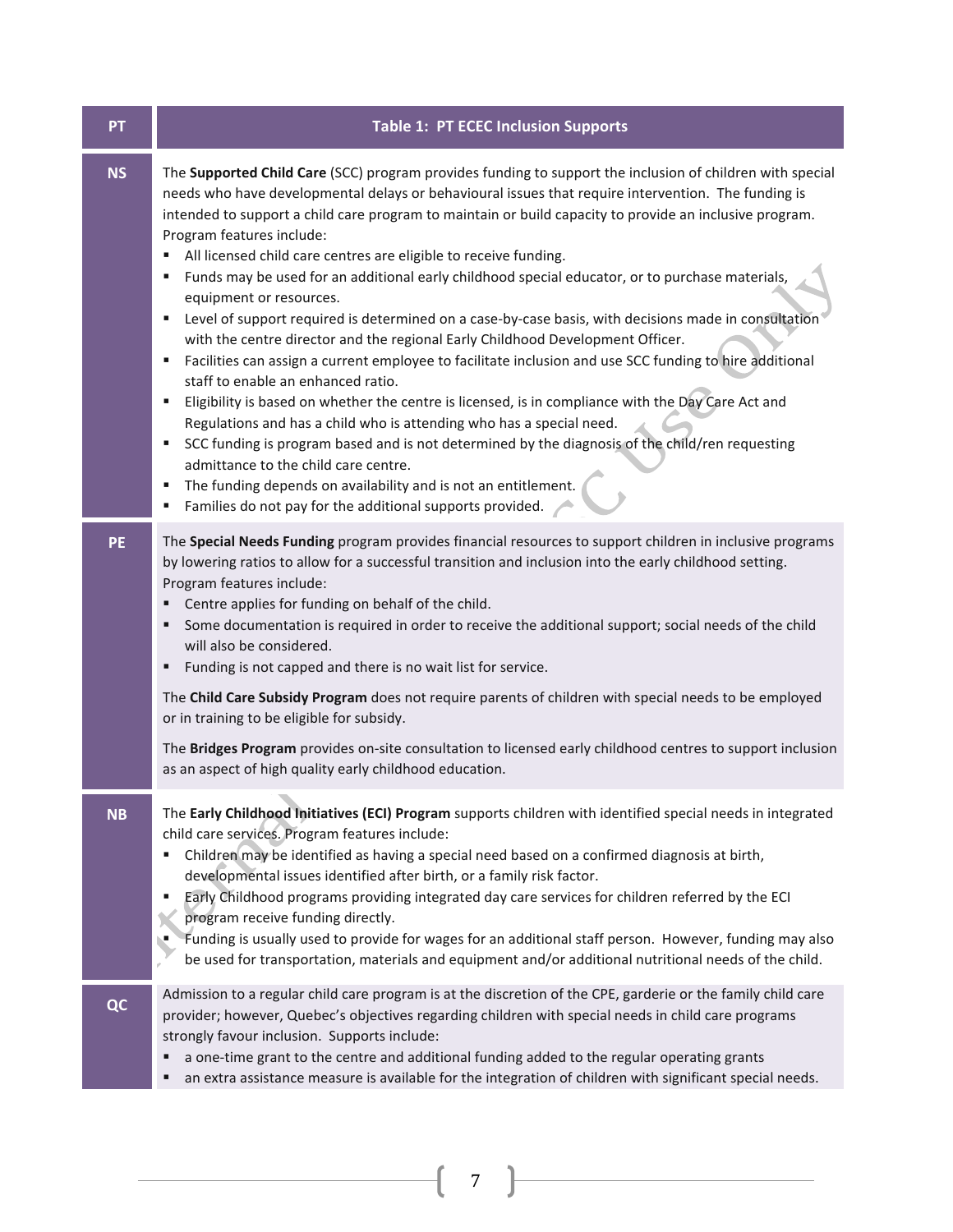| PT | Table 1: PT ECEC Inclusion Supports |
|---|---|
| NS | The **Supported Child Care** (SCC) program provides funding to support the inclusion of children with special needs who have developmental delays or behavioural issues that require intervention. The funding is intended to support a child care program to maintain or build capacity to provide an inclusive program. Program features include:<br>▪ All licensed child care centres are eligible to receive funding.<br>▪ Funds may be used for an additional early childhood special educator, or to purchase materials, equipment or resources.<br>▪ Level of support required is determined on a case-by-case basis, with decisions made in consultation with the centre director and the regional Early Childhood Development Officer.<br>▪ Facilities can assign a current employee to facilitate inclusion and use SCC funding to hire additional staff to enable an enhanced ratio.<br>▪ Eligibility is based on whether the centre is licensed, is in compliance with the Day Care Act and Regulations and has a child who is attending who has a special need.<br>▪ SCC funding is program based and is not determined by the diagnosis of the child/ren requesting admittance to the child care centre.<br>▪ The funding depends on availability and is not an entitlement.<br>▪ Families do not pay for the additional supports provided. |
| PE | The **Special Needs Funding** program provides financial resources to support children in inclusive programs by lowering ratios to allow for a successful transition and inclusion into the early childhood setting. Program features include:<br>▪ Centre applies for funding on behalf of the child.<br>▪ Some documentation is required in order to receive the additional support; social needs of the child will also be considered.<br>▪ Funding is not capped and there is no wait list for service.<br><br>The **Child Care Subsidy Program** does not require parents of children with special needs to be employed or in training to be eligible for subsidy.<br><br>The **Bridges Program** provides on-site consultation to licensed early childhood centres to support inclusion as an aspect of high quality early childhood education. |
| NB | The **Early Childhood Initiatives (ECI) Program** supports children with identified special needs in integrated child care services. Program features include:<br>▪ Children may be identified as having a special need based on a confirmed diagnosis at birth, developmental issues identified after birth, or a family risk factor.<br>▪ Early Childhood programs providing integrated day care services for children referred by the ECI program receive funding directly.<br>▪ Funding is usually used to provide for wages for an additional staff person. However, funding may also be used for transportation, materials and equipment and/or additional nutritional needs of the child. |
| QC | Admission to a regular child care program is at the discretion of the CPE, garderie or the family child care provider; however, Quebec's objectives regarding children with special needs in child care programs strongly favour inclusion. Supports include:<br>▪ a one-time grant to the centre and additional funding added to the regular operating grants<br>▪ an extra assistance measure is available for the integration of children with significant special needs. |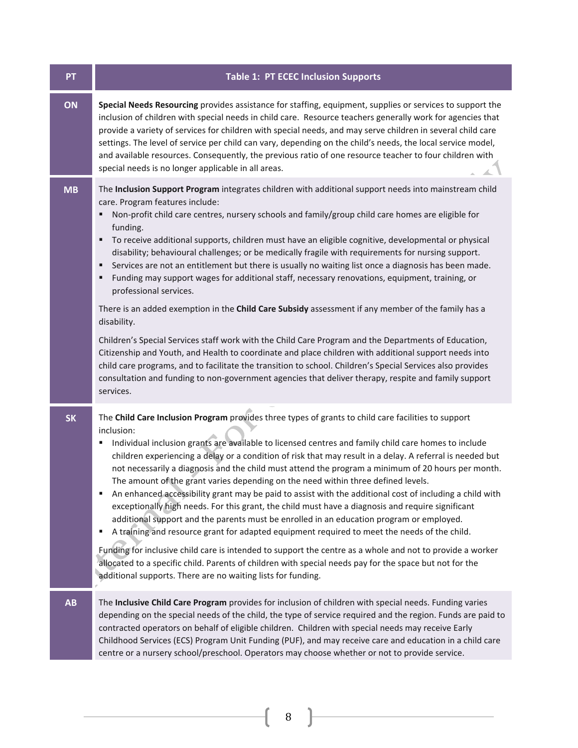| PT | Table 1: PT ECEC Inclusion Supports |
|---|---|
| ON | **Special Needs Resourcing** provides assistance for staffing, equipment, supplies or services to support the inclusion of children with special needs in child care. Resource teachers generally work for agencies that provide a variety of services for children with special needs, and may serve children in several child care settings. The level of service per child can vary, depending on the child's needs, the local service model, and available resources. Consequently, the previous ratio of one resource teacher to four children with special needs is no longer applicable in all areas. |
| MB | The **Inclusion Support Program** integrates children with additional support needs into mainstream child care. Program features include:<br>▪ Non-profit child care centres, nursery schools and family/group child care homes are eligible for funding.<br>▪ To receive additional supports, children must have an eligible cognitive, developmental or physical disability; behavioural challenges; or be medically fragile with requirements for nursing support.<br>▪ Services are not an entitlement but there is usually no waiting list once a diagnosis has been made.<br>▪ Funding may support wages for additional staff, necessary renovations, equipment, training, or professional services.<br><br>There is an added exemption in the **Child Care Subsidy** assessment if any member of the family has a disability.<br><br>Children's Special Services staff work with the Child Care Program and the Departments of Education, Citizenship and Youth, and Health to coordinate and place children with additional support needs into child care programs, and to facilitate the transition to school. Children's Special Services also provides consultation and funding to non-government agencies that deliver therapy, respite and family support services. |
| SK | The **Child Care Inclusion Program** provides three types of grants to child care facilities to support inclusion:<br>▪ Individual inclusion grants are available to licensed centres and family child care homes to include children experiencing a delay or a condition of risk that may result in a delay. A referral is needed but not necessarily a diagnosis and the child must attend the program a minimum of 20 hours per month. The amount of the grant varies depending on the need within three defined levels.<br>▪ An enhanced accessibility grant may be paid to assist with the additional cost of including a child with exceptionally high needs. For this grant, the child must have a diagnosis and require significant additional support and the parents must be enrolled in an education program or employed.<br>▪ A training and resource grant for adapted equipment required to meet the needs of the child.<br><br>Funding for inclusive child care is intended to support the centre as a whole and not to provide a worker allocated to a specific child. Parents of children with special needs pay for the space but not for the additional supports. There are no waiting lists for funding. |
| AB | The **Inclusive Child Care Program** provides for inclusion of children with special needs. Funding varies depending on the special needs of the child, the type of service required and the region. Funds are paid to contracted operators on behalf of eligible children. Children with special needs may receive Early Childhood Services (ECS) Program Unit Funding (PUF), and may receive care and education in a child care centre or a nursery school/preschool. Operators may choose whether or not to provide service. |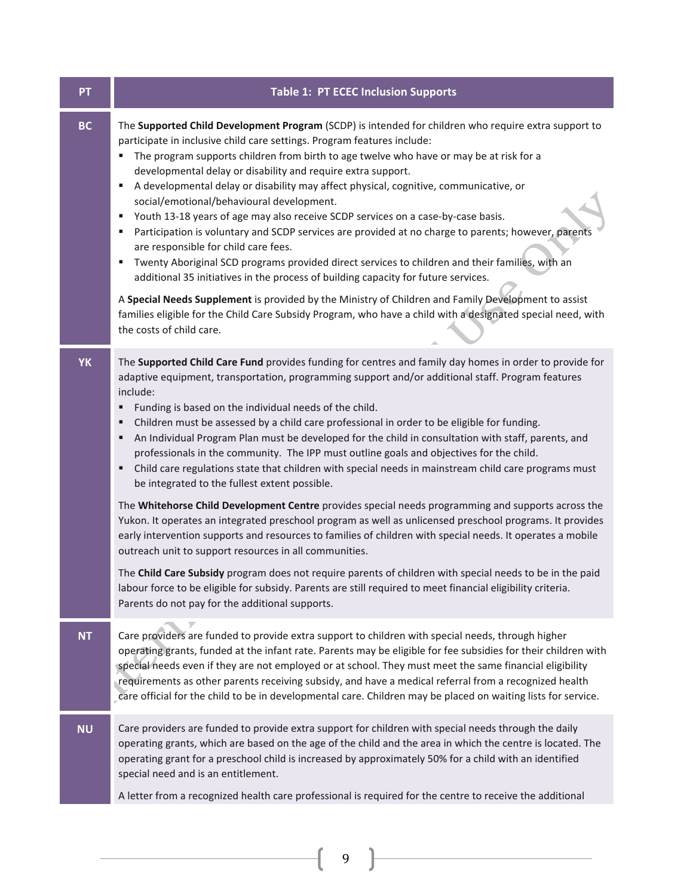| PT | Table 1: PT ECEC Inclusion Supports |
|---|---|
| BC | The **Supported Child Development Program** (SCDP) is intended for children who require extra support to participate in inclusive child care settings. Program features include:<br>▪ The program supports children from birth to age twelve who have or may be at risk for a developmental delay or disability and require extra support.<br>▪ A developmental delay or disability may affect physical, cognitive, communicative, or social/emotional/behavioural development.<br>▪ Youth 13-18 years of age may also receive SCDP services on a case-by-case basis.<br>▪ Participation is voluntary and SCDP services are provided at no charge to parents; however, parents are responsible for child care fees.<br>▪ Twenty Aboriginal SCD programs provided direct services to children and their families, with an additional 35 initiatives in the process of building capacity for future services.<br><br>A **Special Needs Supplement** is provided by the Ministry of Children and Family Development to assist families eligible for the Child Care Subsidy Program, who have a child with a designated special need, with the costs of child care. |
| YK | The **Supported Child Care Fund** provides funding for centres and family day homes in order to provide for adaptive equipment, transportation, programming support and/or additional staff. Program features include:<br>▪ Funding is based on the individual needs of the child.<br>▪ Children must be assessed by a child care professional in order to be eligible for funding.<br>▪ An Individual Program Plan must be developed for the child in consultation with staff, parents, and professionals in the community. The IPP must outline goals and objectives for the child.<br>▪ Child care regulations state that children with special needs in mainstream child care programs must be integrated to the fullest extent possible.<br><br>The **Whitehorse Child Development Centre** provides special needs programming and supports across the Yukon. It operates an integrated preschool program as well as unlicensed preschool programs. It provides early intervention supports and resources to families of children with special needs. It operates a mobile outreach unit to support resources in all communities.<br><br>The **Child Care Subsidy** program does not require parents of children with special needs to be in the paid labour force to be eligible for subsidy. Parents are still required to meet financial eligibility criteria. Parents do not pay for the additional supports. |
| NT | Care providers are funded to provide extra support to children with special needs, through higher operating grants, funded at the infant rate. Parents may be eligible for fee subsidies for their children with special needs even if they are not employed or at school. They must meet the same financial eligibility requirements as other parents receiving subsidy, and have a medical referral from a recognized health care official for the child to be in developmental care. Children may be placed on waiting lists for service. |
| NU | Care providers are funded to provide extra support for children with special needs through the daily operating grants, which are based on the age of the child and the area in which the centre is located. The operating grant for a preschool child is increased by approximately 50% for a child with an identified special need and is an entitlement.<br><br>A letter from a recognized health care professional is required for the centre to receive the additional |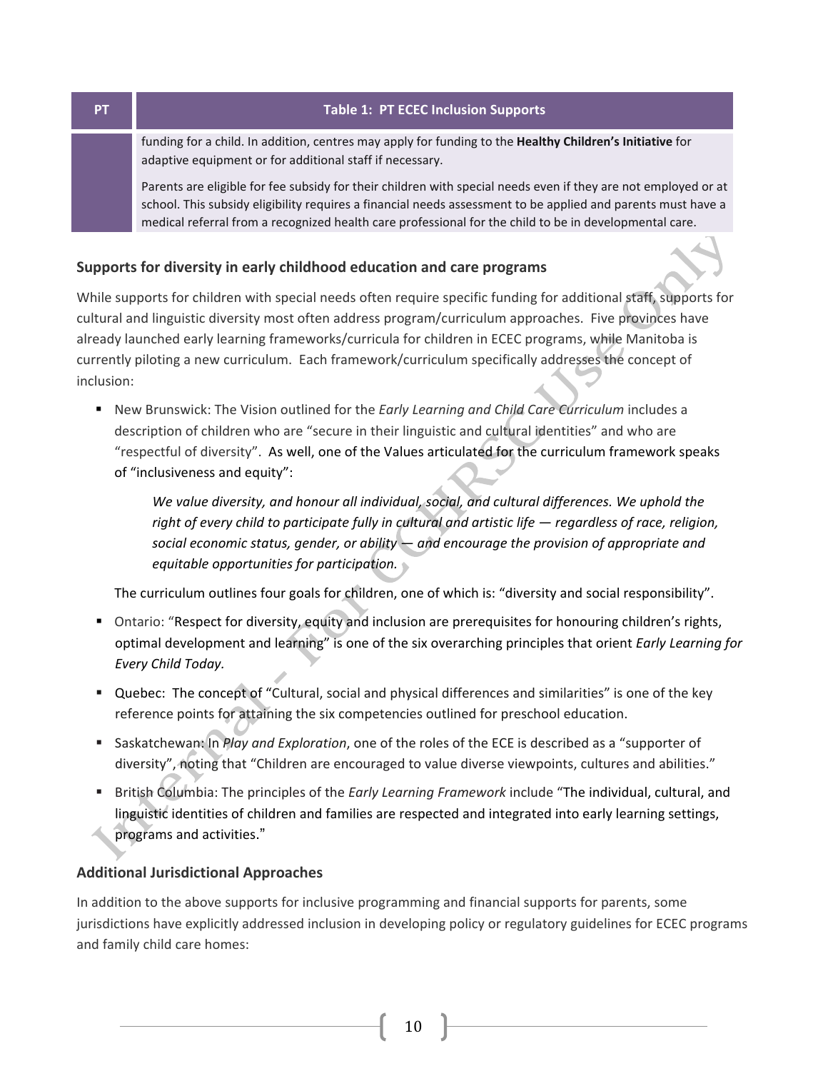| PT | Table 1: PT ECEC Inclusion Supports |
|---|---|
| | funding for a child. In addition, centres may apply for funding to the **Healthy Children's Initiative** for adaptive equipment or for additional staff if necessary.<br><br>Parents are eligible for fee subsidy for their children with special needs even if they are not employed or at school. This subsidy eligibility requires a financial needs assessment to be applied and parents must have a medical referral from a recognized health care professional for the child to be in developmental care. |

### Supports for diversity in early childhood education and care programs

While supports for children with special needs often require specific funding for additional staff, supports for cultural and linguistic diversity most often address program/curriculum approaches. Five provinces have already launched early learning frameworks/curricula for children in ECEC programs, while Manitoba is currently piloting a new curriculum. Each framework/curriculum specifically addresses the concept of inclusion:

- New Brunswick: The Vision outlined for the *Early Learning and Child Care Curriculum* includes a description of children who are "secure in their linguistic and cultural identities" and who are "respectful of diversity". As well, one of the Values articulated for the curriculum framework speaks of "inclusiveness and equity":

  > *We value diversity, and honour all individual, social, and cultural differences. We uphold the right of every child to participate fully in cultural and artistic life — regardless of race, religion, social economic status, gender, or ability — and encourage the provision of appropriate and equitable opportunities for participation.*

  The curriculum outlines four goals for children, one of which is: "diversity and social responsibility".

- Ontario: "Respect for diversity, equity and inclusion are prerequisites for honouring children's rights, optimal development and learning" is one of the six overarching principles that orient *Early Learning for Every Child Today.*
- Quebec: The concept of "Cultural, social and physical differences and similarities" is one of the key reference points for attaining the six competencies outlined for preschool education.
- Saskatchewan: In *Play and Exploration*, one of the roles of the ECE is described as a "supporter of diversity", noting that "Children are encouraged to value diverse viewpoints, cultures and abilities."
- British Columbia: The principles of the *Early Learning Framework* include "The individual, cultural, and linguistic identities of children and families are respected and integrated into early learning settings, programs and activities."

### Additional Jurisdictional Approaches

In addition to the above supports for inclusive programming and financial supports for parents, some jurisdictions have explicitly addressed inclusion in developing policy or regulatory guidelines for ECEC programs and family child care homes: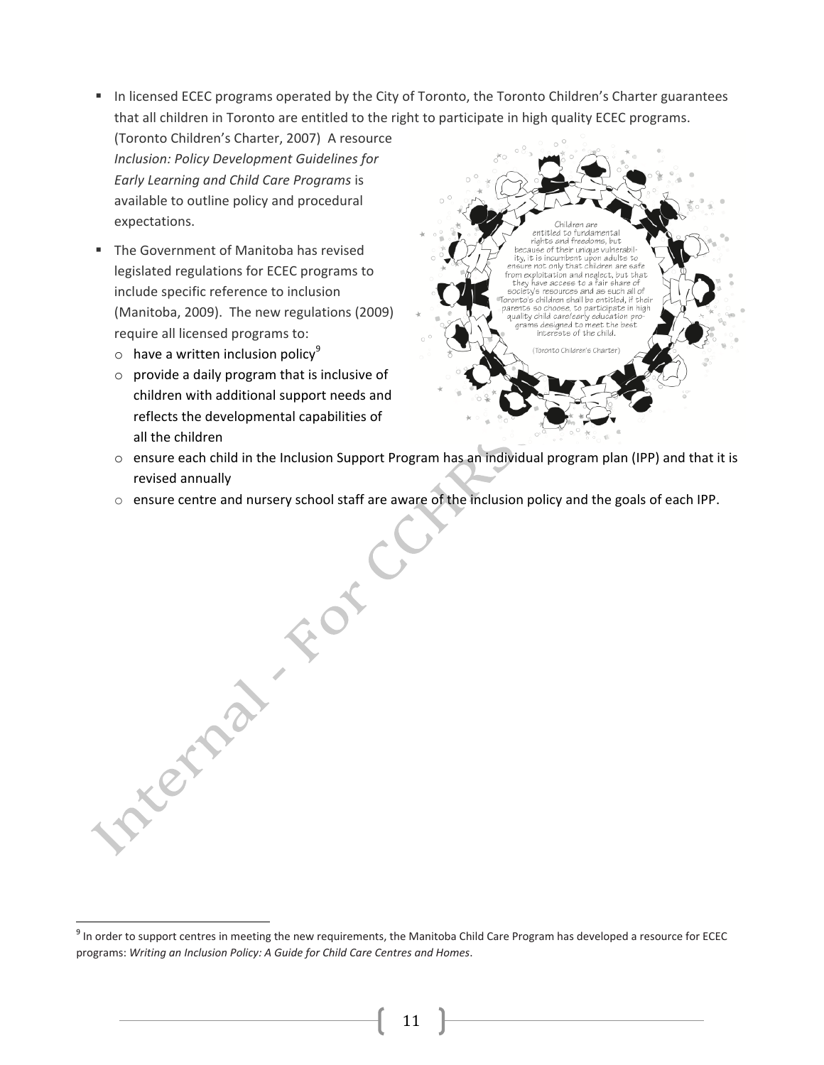- In licensed ECEC programs operated by the City of Toronto, the Toronto Children's Charter guarantees that all children in Toronto are entitled to the right to participate in high quality ECEC programs. (Toronto Children's Charter, 2007) A resource *Inclusion: Policy Development Guidelines for Early Learning and Child Care Programs* is available to outline policy and procedural expectations.

- The Government of Manitoba has revised legislated regulations for ECEC programs to include specific reference to inclusion (Manitoba, 2009). The new regulations (2009) require all licensed programs to:
  - have a written inclusion policy[9]
  - provide a daily program that is inclusive of children with additional support needs and reflects the developmental capabilities of all the children
  - ensure each child in the Inclusion Support Program has an individual program plan (IPP) and that it is revised annually
  - ensure centre and nursery school staff are aware of the inclusion policy and the goals of each IPP.

Children are entitled to fundamental rights and freedoms, but because of their unique vulnerability, it is incumbent upon adults to ensure not only that children are safe from exploitation and neglect, but that they have access to a fair share of society's resources and as such all of Toronto's children shall be entitled, if their parents so choose, to participate in high quality child care/early education programs designed to meet the best interests of the child.

(Toronto Children's Charter)

---

[9] In order to support centres in meeting the new requirements, the Manitoba Child Care Program has developed a resource for ECEC programs: *Writing an Inclusion Policy: A Guide for Child Care Centres and Homes*.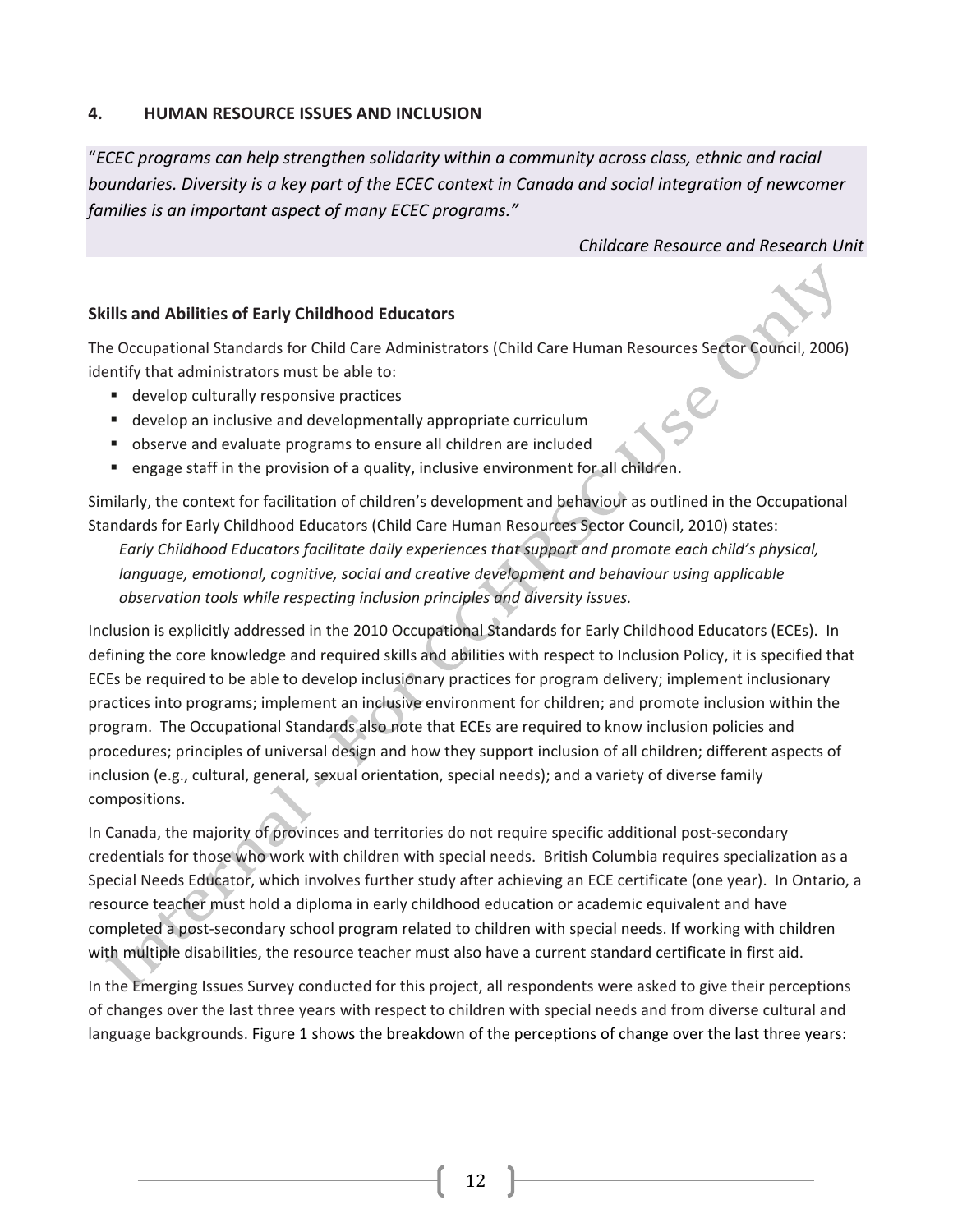## 4. HUMAN RESOURCE ISSUES AND INCLUSION

> "*ECEC programs can help strengthen solidarity within a community across class, ethnic and racial boundaries. Diversity is a key part of the ECEC context in Canada and social integration of newcomer families is an important aspect of many ECEC programs."*
>
> *Childcare Resource and Research Unit*

### Skills and Abilities of Early Childhood Educators

The Occupational Standards for Child Care Administrators (Child Care Human Resources Sector Council, 2006) identify that administrators must be able to:

- develop culturally responsive practices
- develop an inclusive and developmentally appropriate curriculum
- observe and evaluate programs to ensure all children are included
- engage staff in the provision of a quality, inclusive environment for all children.

Similarly, the context for facilitation of children's development and behaviour as outlined in the Occupational Standards for Early Childhood Educators (Child Care Human Resources Sector Council, 2010) states:

> *Early Childhood Educators facilitate daily experiences that support and promote each child's physical, language, emotional, cognitive, social and creative development and behaviour using applicable observation tools while respecting inclusion principles and diversity issues.*

Inclusion is explicitly addressed in the 2010 Occupational Standards for Early Childhood Educators (ECEs). In defining the core knowledge and required skills and abilities with respect to Inclusion Policy, it is specified that ECEs be required to be able to develop inclusionary practices for program delivery; implement inclusionary practices into programs; implement an inclusive environment for children; and promote inclusion within the program. The Occupational Standards also note that ECEs are required to know inclusion policies and procedures; principles of universal design and how they support inclusion of all children; different aspects of inclusion (e.g., cultural, general, sexual orientation, special needs); and a variety of diverse family compositions.

In Canada, the majority of provinces and territories do not require specific additional post-secondary credentials for those who work with children with special needs. British Columbia requires specialization as a Special Needs Educator, which involves further study after achieving an ECE certificate (one year). In Ontario, a resource teacher must hold a diploma in early childhood education or academic equivalent and have completed a post-secondary school program related to children with special needs. If working with children with multiple disabilities, the resource teacher must also have a current standard certificate in first aid.

In the Emerging Issues Survey conducted for this project, all respondents were asked to give their perceptions of changes over the last three years with respect to children with special needs and from diverse cultural and language backgrounds. Figure 1 shows the breakdown of the perceptions of change over the last three years: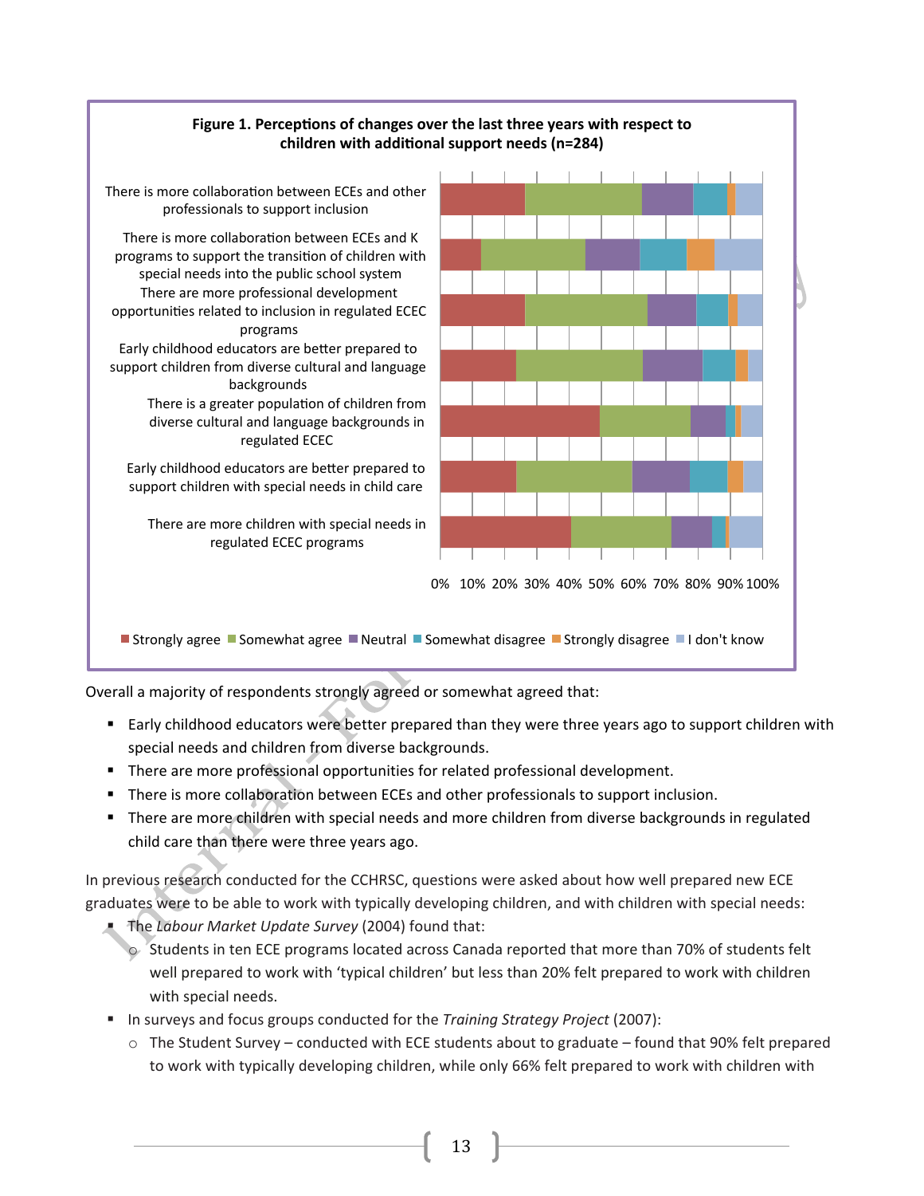**Figure 1. Perceptions of changes over the last three years with respect to children with additional support needs (n=284)**

Overall a majority of respondents strongly agreed or somewhat agreed that:

- Early childhood educators were better prepared than they were three years ago to support children with special needs and children from diverse backgrounds.
- There are more professional opportunities for related professional development.
- There is more collaboration between ECEs and other professionals to support inclusion.
- There are more children with special needs and more children from diverse backgrounds in regulated child care than there were three years ago.

In previous research conducted for the CCHRSC, questions were asked about how well prepared new ECE graduates were to be able to work with typically developing children, and with children with special needs:

- The *Labour Market Update Survey* (2004) found that:
  - Students in ten ECE programs located across Canada reported that more than 70% of students felt well prepared to work with 'typical children' but less than 20% felt prepared to work with children with special needs.
- In surveys and focus groups conducted for the *Training Strategy Project* (2007):
  - The Student Survey – conducted with ECE students about to graduate – found that 90% felt prepared to work with typically developing children, while only 66% felt prepared to work with children with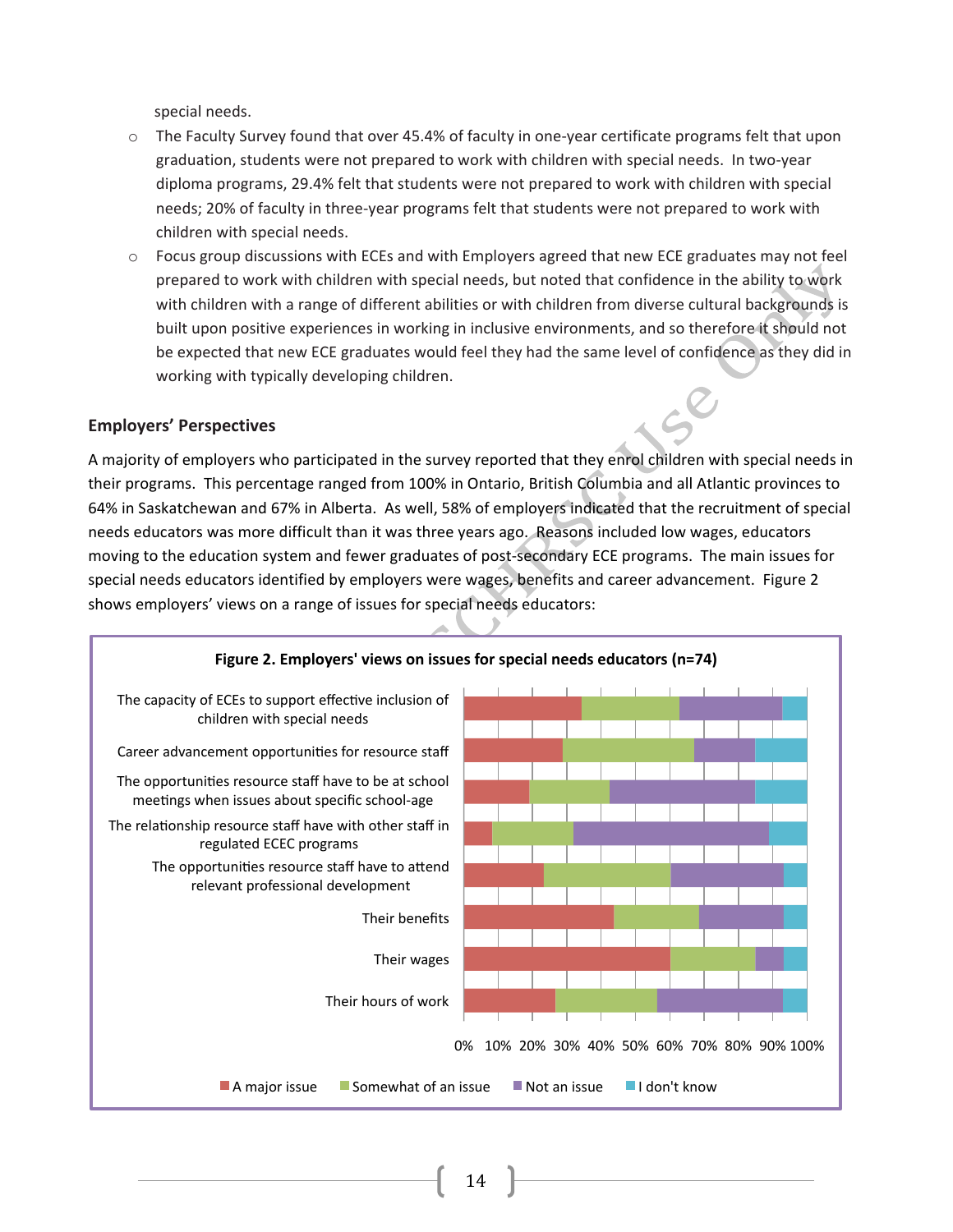special needs.

- The Faculty Survey found that over 45.4% of faculty in one-year certificate programs felt that upon graduation, students were not prepared to work with children with special needs. In two-year diploma programs, 29.4% felt that students were not prepared to work with children with special needs; 20% of faculty in three-year programs felt that students were not prepared to work with children with special needs.
- Focus group discussions with ECEs and with Employers agreed that new ECE graduates may not feel prepared to work with children with special needs, but noted that confidence in the ability to work with children with a range of different abilities or with children from diverse cultural backgrounds is built upon positive experiences in working in inclusive environments, and so therefore it should not be expected that new ECE graduates would feel they had the same level of confidence as they did in working with typically developing children.

## Employers' Perspectives

A majority of employers who participated in the survey reported that they enrol children with special needs in their programs. This percentage ranged from 100% in Ontario, British Columbia and all Atlantic provinces to 64% in Saskatchewan and 67% in Alberta. As well, 58% of employers indicated that the recruitment of special needs educators was more difficult than it was three years ago. Reasons included low wages, educators moving to the education system and fewer graduates of post-secondary ECE programs. The main issues for special needs educators identified by employers were wages, benefits and career advancement. Figure 2 shows employers' views on a range of issues for special needs educators:

**Figure 2. Employers' views on issues for special needs educators (n=74)**

Categories: The capacity of ECEs to support effective inclusion of children with special needs; Career advancement opportunities for resource staff; The opportunities resource staff have to be at school meetings when issues about specific school-age; The relationship resource staff have with other staff in regulated ECEC programs; The opportunities resource staff have to attend relevant professional development; Their benefits; Their wages; Their hours of work

Legend: A major issue; Somewhat of an issue; Not an issue; I don't know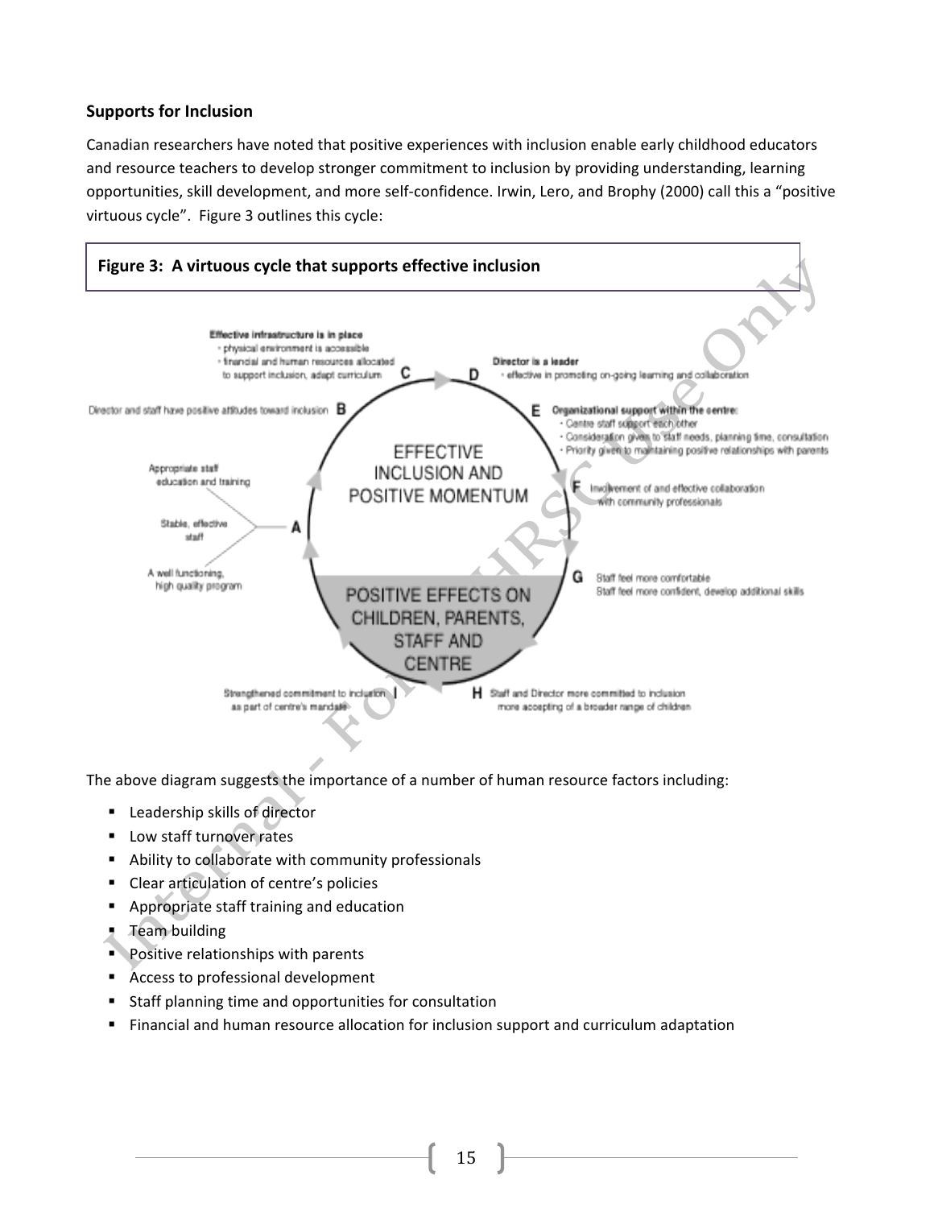### Supports for Inclusion

Canadian researchers have noted that positive experiences with inclusion enable early childhood educators and resource teachers to develop stronger commitment to inclusion by providing understanding, learning opportunities, skill development, and more self-confidence. Irwin, Lero, and Brophy (2000) call this a "positive virtuous cycle". Figure 3 outlines this cycle:

**Figure 3: A virtuous cycle that supports effective inclusion**

EFFECTIVE INCLUSION AND POSITIVE MOMENTUM

POSITIVE EFFECTS ON CHILDREN, PARENTS, STAFF AND CENTRE

**A**
- Appropriate staff education and training
- Stable, effective staff
- A well functioning, high quality program

**B** Director and staff have positive attitudes toward inclusion

**C** **Effective infrastructure is in place**
- physical environment is accessible
- financial and human resources allocated to support inclusion, adapt curriculum

**D** **Director is a leader**
- effective in promoting on-going learning and collaboration

**E** **Organizational support within the centre:**
- Centre staff support each other
- Consideration given to staff needs, planning time, consultation
- Priority given to maintaining positive relationships with parents

**F** Involvement of and effective collaboration with community professionals

**G** Staff feel more comfortable
Staff feel more confident, develop additional skills

**H** Staff and Director more committed to inclusion more accepting of a broader range of children

**I** Strengthened commitment to inclusion as part of centre's mandate

The above diagram suggests the importance of a number of human resource factors including:

- Leadership skills of director
- Low staff turnover rates
- Ability to collaborate with community professionals
- Clear articulation of centre's policies
- Appropriate staff training and education
- Team building
- Positive relationships with parents
- Access to professional development
- Staff planning time and opportunities for consultation
- Financial and human resource allocation for inclusion support and curriculum adaptation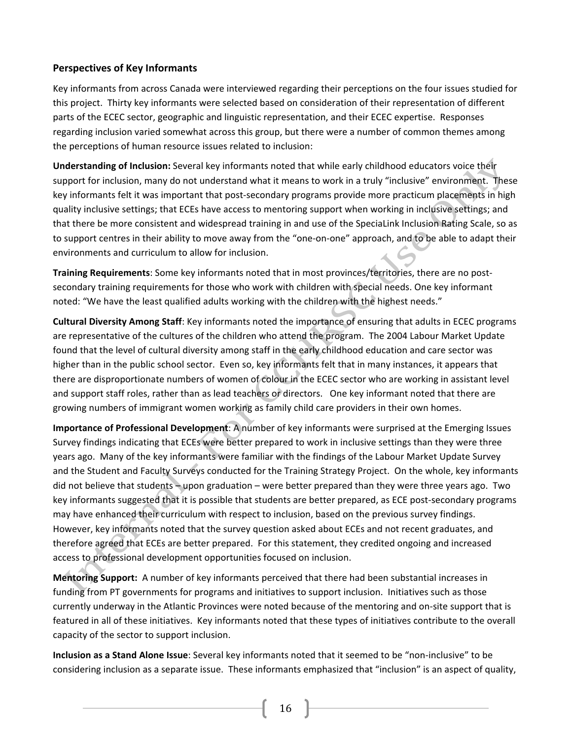### Perspectives of Key Informants

Key informants from across Canada were interviewed regarding their perceptions on the four issues studied for this project. Thirty key informants were selected based on consideration of their representation of different parts of the ECEC sector, geographic and linguistic representation, and their ECEC expertise. Responses regarding inclusion varied somewhat across this group, but there were a number of common themes among the perceptions of human resource issues related to inclusion:

**Understanding of Inclusion:** Several key informants noted that while early childhood educators voice their support for inclusion, many do not understand what it means to work in a truly "inclusive" environment. These key informants felt it was important that post-secondary programs provide more practicum placements in high quality inclusive settings; that ECEs have access to mentoring support when working in inclusive settings; and that there be more consistent and widespread training in and use of the SpeciaLink Inclusion Rating Scale, so as to support centres in their ability to move away from the "one-on-one" approach, and to be able to adapt their environments and curriculum to allow for inclusion.

**Training Requirements**: Some key informants noted that in most provinces/territories, there are no post-secondary training requirements for those who work with children with special needs. One key informant noted: "We have the least qualified adults working with the children with the highest needs."

**Cultural Diversity Among Staff**: Key informants noted the importance of ensuring that adults in ECEC programs are representative of the cultures of the children who attend the program. The 2004 Labour Market Update found that the level of cultural diversity among staff in the early childhood education and care sector was higher than in the public school sector. Even so, key informants felt that in many instances, it appears that there are disproportionate numbers of women of colour in the ECEC sector who are working in assistant level and support staff roles, rather than as lead teachers or directors. One key informant noted that there are growing numbers of immigrant women working as family child care providers in their own homes.

**Importance of Professional Development**: A number of key informants were surprised at the Emerging Issues Survey findings indicating that ECEs were better prepared to work in inclusive settings than they were three years ago. Many of the key informants were familiar with the findings of the Labour Market Update Survey and the Student and Faculty Surveys conducted for the Training Strategy Project. On the whole, key informants did not believe that students – upon graduation – were better prepared than they were three years ago. Two key informants suggested that it is possible that students are better prepared, as ECE post-secondary programs may have enhanced their curriculum with respect to inclusion, based on the previous survey findings. However, key informants noted that the survey question asked about ECEs and not recent graduates, and therefore agreed that ECEs are better prepared. For this statement, they credited ongoing and increased access to professional development opportunities focused on inclusion.

**Mentoring Support:** A number of key informants perceived that there had been substantial increases in funding from PT governments for programs and initiatives to support inclusion. Initiatives such as those currently underway in the Atlantic Provinces were noted because of the mentoring and on-site support that is featured in all of these initiatives. Key informants noted that these types of initiatives contribute to the overall capacity of the sector to support inclusion.

**Inclusion as a Stand Alone Issue**: Several key informants noted that it seemed to be "non-inclusive" to be considering inclusion as a separate issue. These informants emphasized that "inclusion" is an aspect of quality,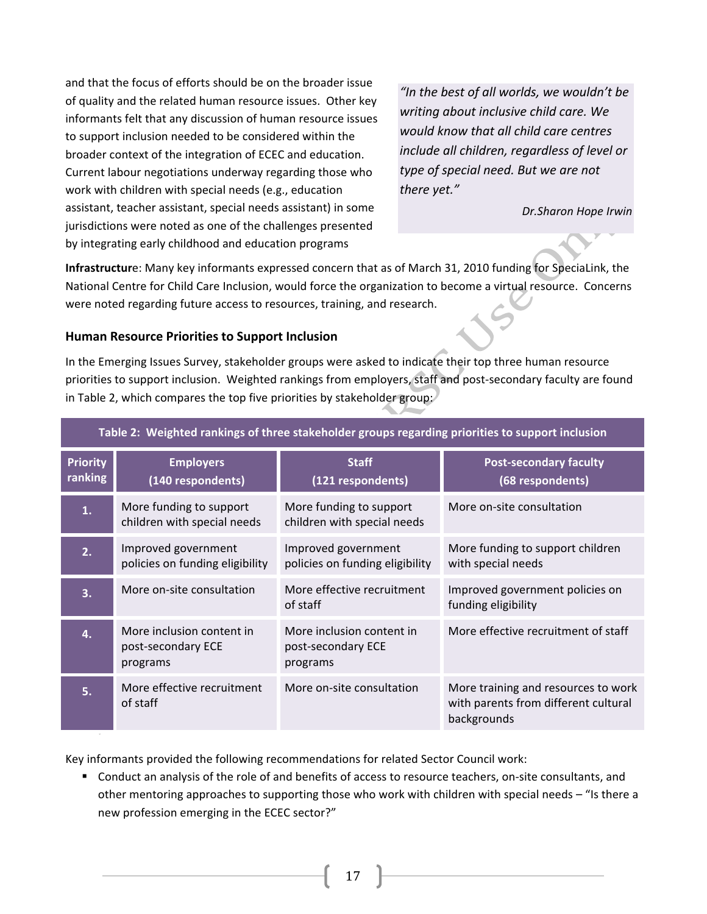and that the focus of efforts should be on the broader issue of quality and the related human resource issues. Other key informants felt that any discussion of human resource issues to support inclusion needed to be considered within the broader context of the integration of ECEC and education. Current labour negotiations underway regarding those who work with children with special needs (e.g., education assistant, teacher assistant, special needs assistant) in some jurisdictions were noted as one of the challenges presented by integrating early childhood and education programs

> *"In the best of all worlds, we wouldn't be writing about inclusive child care. We would know that all child care centres include all children, regardless of level or type of special need. But we are not there yet."*
>
> *Dr.Sharon Hope Irwin*

**Infrastructure**: Many key informants expressed concern that as of March 31, 2010 funding for SpeciaLink, the National Centre for Child Care Inclusion, would force the organization to become a virtual resource. Concerns were noted regarding future access to resources, training, and research.

### Human Resource Priorities to Support Inclusion

In the Emerging Issues Survey, stakeholder groups were asked to indicate their top three human resource priorities to support inclusion. Weighted rankings from employers, staff and post-secondary faculty are found in Table 2, which compares the top five priorities by stakeholder group:

**Table 2: Weighted rankings of three stakeholder groups regarding priorities to support inclusion**

| Priority ranking | Employers (140 respondents) | Staff (121 respondents) | Post-secondary faculty (68 respondents) |
|---|---|---|---|
| 1. | More funding to support children with special needs | More funding to support children with special needs | More on-site consultation |
| 2. | Improved government policies on funding eligibility | Improved government policies on funding eligibility | More funding to support children with special needs |
| 3. | More on-site consultation | More effective recruitment of staff | Improved government policies on funding eligibility |
| 4. | More inclusion content in post-secondary ECE programs | More inclusion content in post-secondary ECE programs | More effective recruitment of staff |
| 5. | More effective recruitment of staff | More on-site consultation | More training and resources to work with parents from different cultural backgrounds |

Key informants provided the following recommendations for related Sector Council work:

- Conduct an analysis of the role of and benefits of access to resource teachers, on-site consultants, and other mentoring approaches to supporting those who work with children with special needs – "Is there a new profession emerging in the ECEC sector?"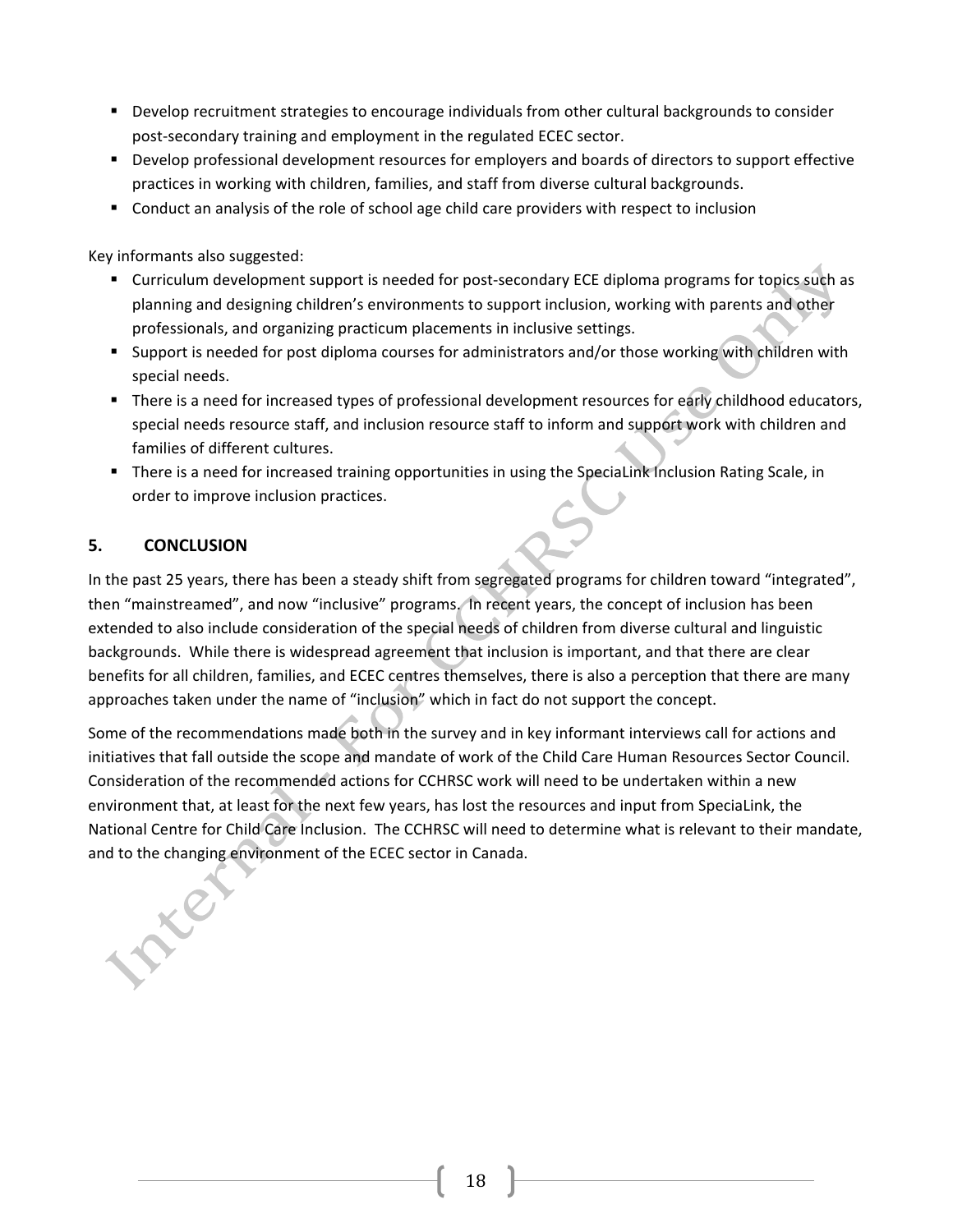- Develop recruitment strategies to encourage individuals from other cultural backgrounds to consider post-secondary training and employment in the regulated ECEC sector.
- Develop professional development resources for employers and boards of directors to support effective practices in working with children, families, and staff from diverse cultural backgrounds.
- Conduct an analysis of the role of school age child care providers with respect to inclusion

Key informants also suggested:

- Curriculum development support is needed for post-secondary ECE diploma programs for topics such as planning and designing children's environments to support inclusion, working with parents and other professionals, and organizing practicum placements in inclusive settings.
- Support is needed for post diploma courses for administrators and/or those working with children with special needs.
- There is a need for increased types of professional development resources for early childhood educators, special needs resource staff, and inclusion resource staff to inform and support work with children and families of different cultures.
- There is a need for increased training opportunities in using the SpeciaLink Inclusion Rating Scale, in order to improve inclusion practices.

## 5. CONCLUSION

In the past 25 years, there has been a steady shift from segregated programs for children toward "integrated", then "mainstreamed", and now "inclusive" programs. In recent years, the concept of inclusion has been extended to also include consideration of the special needs of children from diverse cultural and linguistic backgrounds. While there is widespread agreement that inclusion is important, and that there are clear benefits for all children, families, and ECEC centres themselves, there is also a perception that there are many approaches taken under the name of "inclusion" which in fact do not support the concept.

Some of the recommendations made both in the survey and in key informant interviews call for actions and initiatives that fall outside the scope and mandate of work of the Child Care Human Resources Sector Council. Consideration of the recommended actions for CCHRSC work will need to be undertaken within a new environment that, at least for the next few years, has lost the resources and input from SpeciaLink, the National Centre for Child Care Inclusion. The CCHRSC will need to determine what is relevant to their mandate, and to the changing environment of the ECEC sector in Canada.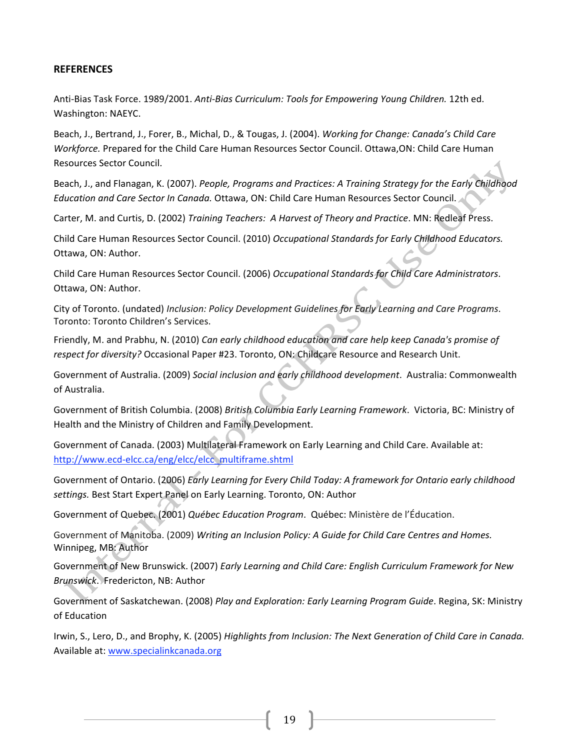## REFERENCES

Anti-Bias Task Force. 1989/2001. *Anti-Bias Curriculum: Tools for Empowering Young Children.* 12th ed. Washington: NAEYC.

Beach, J., Bertrand, J., Forer, B., Michal, D., & Tougas, J. (2004). *Working for Change: Canada's Child Care Workforce.* Prepared for the Child Care Human Resources Sector Council. Ottawa,ON: Child Care Human Resources Sector Council.

Beach, J., and Flanagan, K. (2007). *People, Programs and Practices: A Training Strategy for the Early Childhood Education and Care Sector In Canada.* Ottawa, ON: Child Care Human Resources Sector Council.

Carter, M. and Curtis, D. (2002) *Training Teachers: A Harvest of Theory and Practice*. MN: Redleaf Press.

Child Care Human Resources Sector Council. (2010) *Occupational Standards for Early Childhood Educators.* Ottawa, ON: Author.

Child Care Human Resources Sector Council. (2006) *Occupational Standards for Child Care Administrators*. Ottawa, ON: Author.

City of Toronto. (undated) *Inclusion: Policy Development Guidelines for Early Learning and Care Programs*. Toronto: Toronto Children's Services.

Friendly, M. and Prabhu, N. (2010) *Can early childhood education and care help keep Canada's promise of respect for diversity?* Occasional Paper #23. Toronto, ON: Childcare Resource and Research Unit.

Government of Australia. (2009) *Social inclusion and early childhood development*. Australia: Commonwealth of Australia.

Government of British Columbia. (2008) *British Columbia Early Learning Framework*. Victoria, BC: Ministry of Health and the Ministry of Children and Family Development.

Government of Canada. (2003) Multilateral Framework on Early Learning and Child Care. Available at: http://www.ecd-elcc.ca/eng/elcc/elcc_multiframe.shtml

Government of Ontario. (2006) *Early Learning for Every Child Today: A framework for Ontario early childhood settings.* Best Start Expert Panel on Early Learning. Toronto, ON: Author

Government of Quebec. (2001) *Québec Education Program*. Québec: Ministère de l'Éducation.

Government of Manitoba. (2009) *Writing an Inclusion Policy: A Guide for Child Care Centres and Homes.* Winnipeg, MB: Author

Government of New Brunswick. (2007) *Early Learning and Child Care: English Curriculum Framework for New Brunswick*. Fredericton, NB: Author

Government of Saskatchewan. (2008) *Play and Exploration: Early Learning Program Guide*. Regina, SK: Ministry of Education

Irwin, S., Lero, D., and Brophy, K. (2005) *Highlights from Inclusion: The Next Generation of Child Care in Canada.* Available at: www.specialinkcanada.org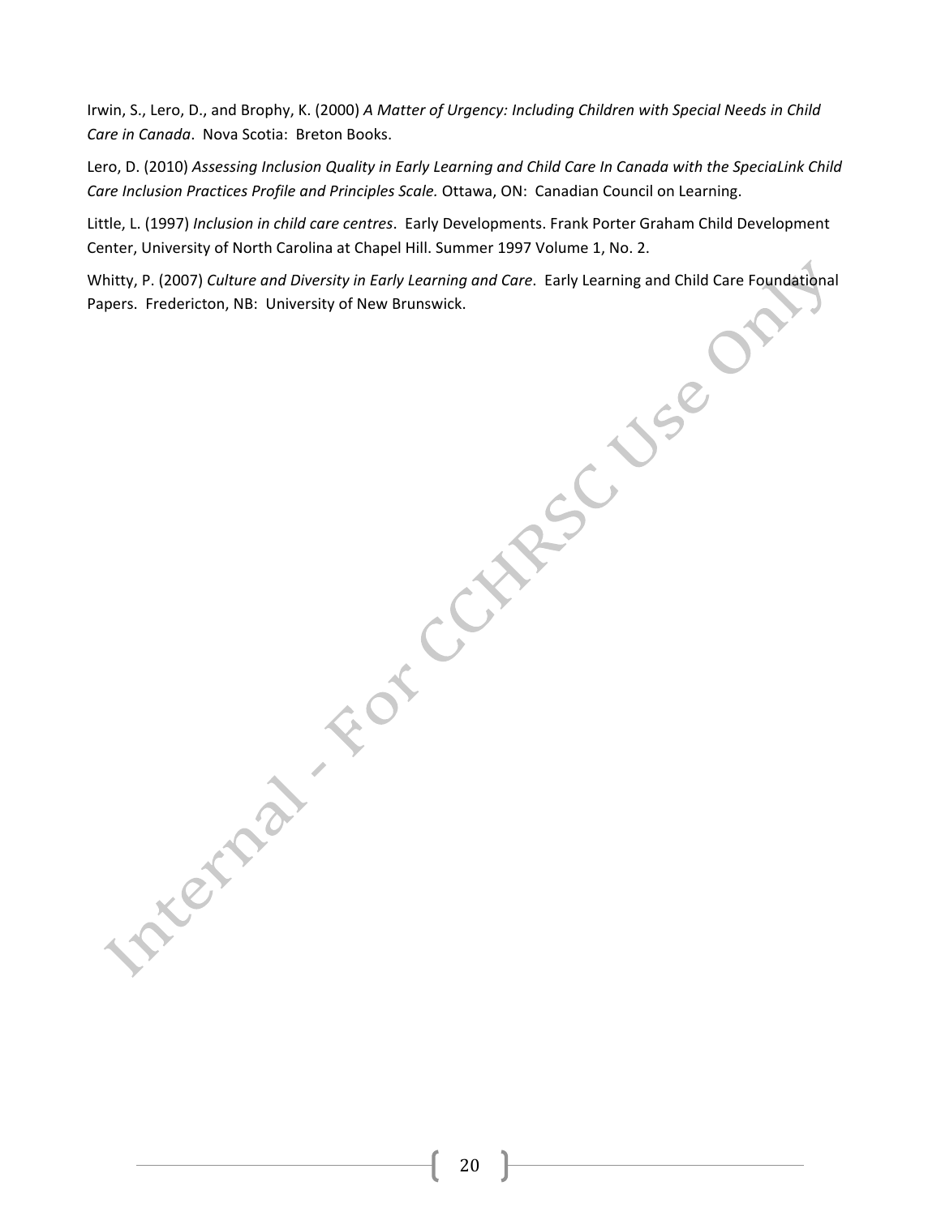Irwin, S., Lero, D., and Brophy, K. (2000) *A Matter of Urgency: Including Children with Special Needs in Child Care in Canada*. Nova Scotia: Breton Books.

Lero, D. (2010) *Assessing Inclusion Quality in Early Learning and Child Care In Canada with the SpeciaLink Child Care Inclusion Practices Profile and Principles Scale.* Ottawa, ON: Canadian Council on Learning.

Little, L. (1997) *Inclusion in child care centres*. Early Developments. Frank Porter Graham Child Development Center, University of North Carolina at Chapel Hill. Summer 1997 Volume 1, No. 2.

Whitty, P. (2007) *Culture and Diversity in Early Learning and Care*. Early Learning and Child Care Foundational Papers. Fredericton, NB: University of New Brunswick.